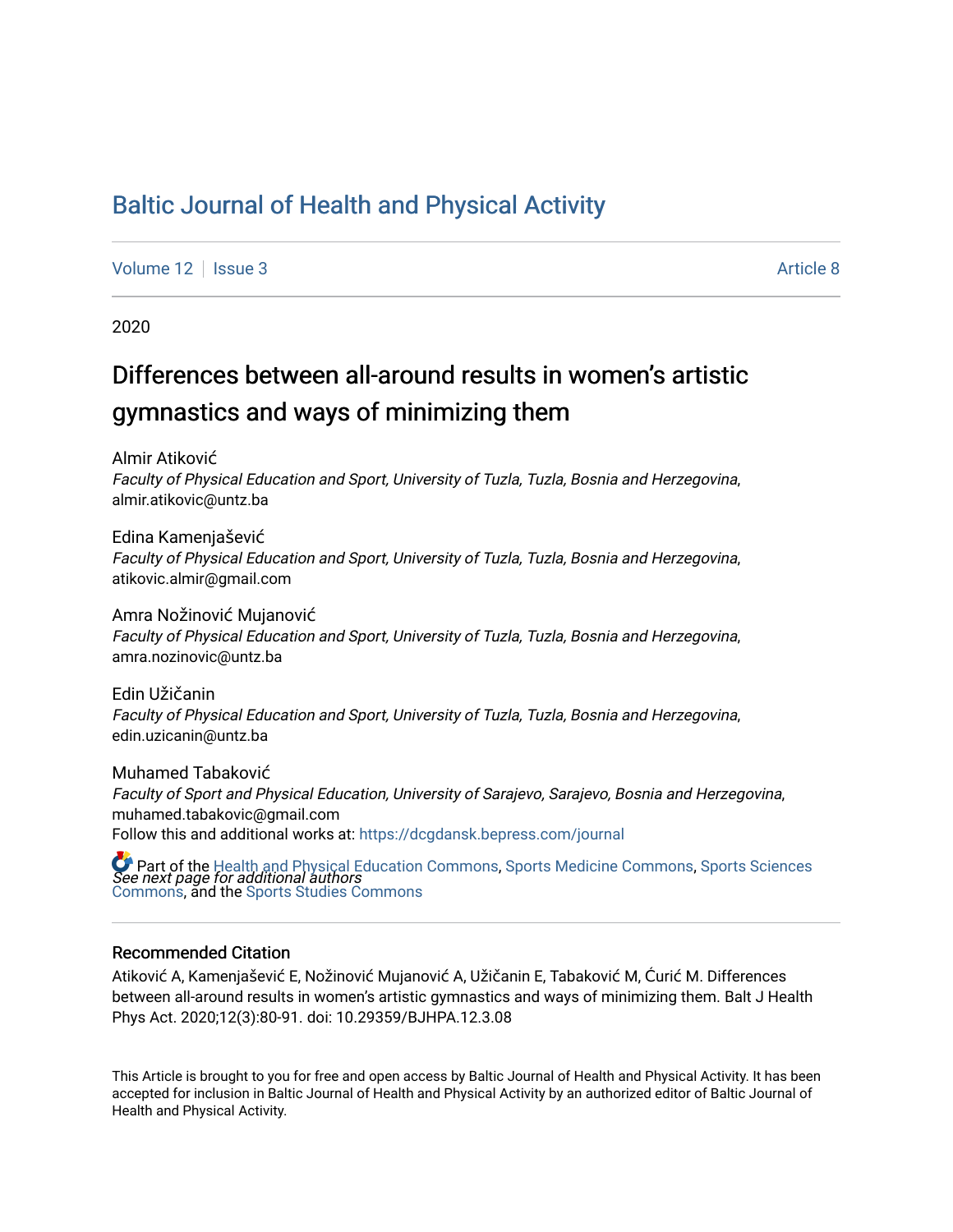# Baltic Journal of Health and Physical Activity

Volume 12 | Issue 3 Article 8

2020

## Differences between all-around results in women's artistic gymnastics and ways of minimizing them

Almir Atiković
*Faculty of Physical Education and Sport, University of Tuzla, Tuzla, Bosnia and Herzegovina*, almir.atikovic@untz.ba

Edina Kamenjašević
*Faculty of Physical Education and Sport, University of Tuzla, Tuzla, Bosnia and Herzegovina*, atikovic.almir@gmail.com

Amra Nožinović Mujanović
*Faculty of Physical Education and Sport, University of Tuzla, Tuzla, Bosnia and Herzegovina*, amra.nozinovic@untz.ba

Edin Užičanin
*Faculty of Physical Education and Sport, University of Tuzla, Tuzla, Bosnia and Herzegovina*, edin.uzicanin@untz.ba

Muhamed Tabaković
*Faculty of Sport and Physical Education, University of Sarajevo, Sarajevo, Bosnia and Herzegovina*, muhamed.tabakovic@gmail.com

Follow this and additional works at: https://dcgdansk.bepress.com/journal

Part of the Health and Physical Education Commons, Sports Medicine Commons, Sports Sciences Commons, and the Sports Studies Commons

See next page for additional authors

### Recommended Citation

Atiković A, Kamenjašević E, Nožinović Mujanović A, Užičanin E, Tabaković M, Ćurić M. Differences between all-around results in women's artistic gymnastics and ways of minimizing them. Balt J Health Phys Act. 2020;12(3):80-91. doi: 10.29359/BJHPA.12.3.08

This Article is brought to you for free and open access by Baltic Journal of Health and Physical Activity. It has been accepted for inclusion in Baltic Journal of Health and Physical Activity by an authorized editor of Baltic Journal of Health and Physical Activity.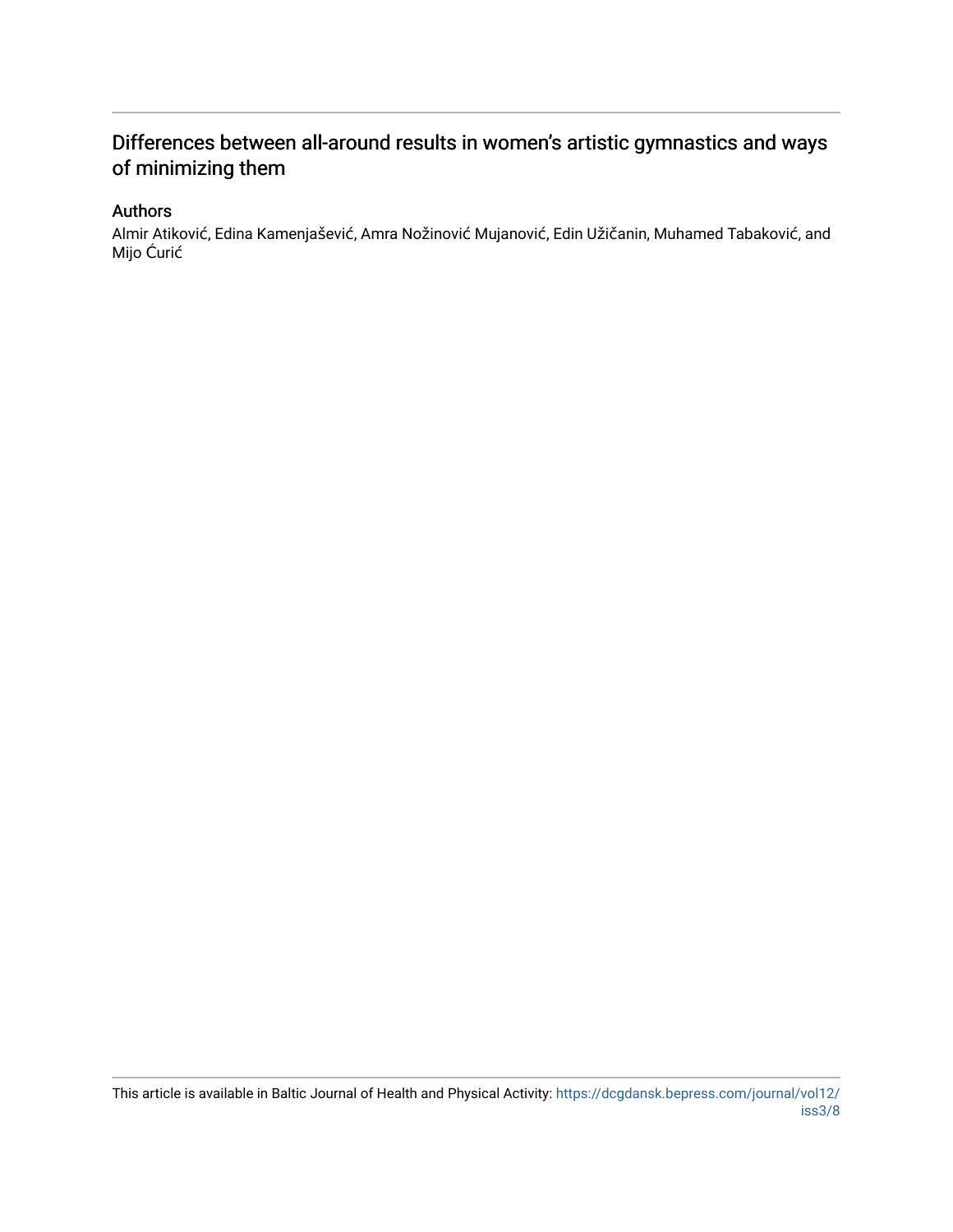# Differences between all-around results in women's artistic gymnastics and ways of minimizing them

## Authors

Almir Atiković, Edina Kamenjašević, Amra Nožinović Mujanović, Edin Užičanin, Muhamed Tabaković, and Mijo Ćurić

This article is available in Baltic Journal of Health and Physical Activity: https://dcgdansk.bepress.com/journal/vol12/iss3/8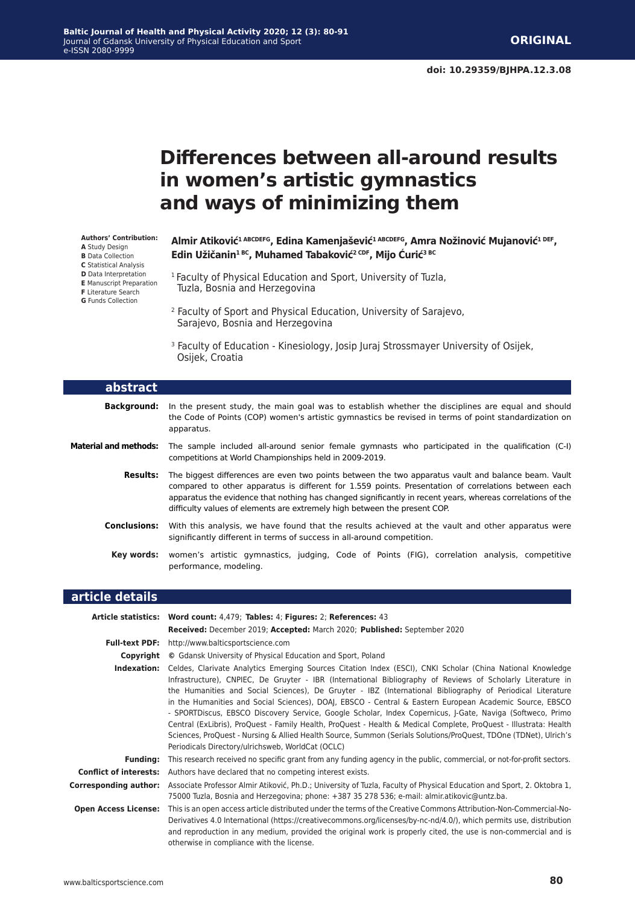**ORIGINAL**

**doi: 10.29359/BJHPA.12.3.08**

# Differences between all-around results in women's artistic gymnastics and ways of minimizing them

**Authors' Contribution:**
**A** Study Design
**B** Data Collection
**C** Statistical Analysis
**D** Data Interpretation
**E** Manuscript Preparation
**F** Literature Search
**G** Funds Collection

**Almir Atiković[1 ABCDEFG], Edina Kamenjašević[1 ABCDEFG], Amra Nožinović Mujanović[1 DEF], Edin Užičanin[1 BC], Muhamed Tabaković[2 CDF], Mijo Ćurić[3 BC]**

[1] Faculty of Physical Education and Sport, University of Tuzla, Tuzla, Bosnia and Herzegovina

[2] Faculty of Sport and Physical Education, University of Sarajevo, Sarajevo, Bosnia and Herzegovina

[3] Faculty of Education - Kinesiology, Josip Juraj Strossmayer University of Osijek, Osijek, Croatia

## abstract

**Background:** In the present study, the main goal was to establish whether the disciplines are equal and should the Code of Points (COP) women's artistic gymnastics be revised in terms of point standardization on apparatus.

**Material and methods:** The sample included all-around senior female gymnasts who participated in the qualification (C-I) competitions at World Championships held in 2009-2019.

**Results:** The biggest differences are even two points between the two apparatus vault and balance beam. Vault compared to other apparatus is different for 1.559 points. Presentation of correlations between each apparatus the evidence that nothing has changed significantly in recent years, whereas correlations of the difficulty values of elements are extremely high between the present COP.

**Conclusions:** With this analysis, we have found that the results achieved at the vault and other apparatus were significantly different in terms of success in all-around competition.

**Key words:** women's artistic gymnastics, judging, Code of Points (FIG), correlation analysis, competitive performance, modeling.

## article details

**Article statistics:** **Word count:** 4,479; **Tables:** 4; **Figures:** 2; **References:** 43
**Received:** December 2019; **Accepted:** March 2020; **Published:** September 2020

**Full-text PDF:** http://www.balticsportscience.com

**Copyright** © Gdansk University of Physical Education and Sport, Poland

**Indexation:** Celdes, Clarivate Analytics Emerging Sources Citation Index (ESCI), CNKI Scholar (China National Knowledge Infrastructure), CNPIEC, De Gruyter - IBR (International Bibliography of Reviews of Scholarly Literature in the Humanities and Social Sciences), De Gruyter - IBZ (International Bibliography of Periodical Literature in the Humanities and Social Sciences), DOAJ, EBSCO - Central & Eastern European Academic Source, EBSCO - SPORTDiscus, EBSCO Discovery Service, Google Scholar, Index Copernicus, J-Gate, Naviga (Softweco, Primo Central (ExLibris), ProQuest - Family Health, ProQuest - Health & Medical Complete, ProQuest - Illustrata: Health Sciences, ProQuest - Nursing & Allied Health Source, Summon (Serials Solutions/ProQuest, TDOne (TDNet), Ulrich's Periodicals Directory/ulrichsweb, WorldCat (OCLC)

**Funding:** This research received no specific grant from any funding agency in the public, commercial, or not-for-profit sectors.

**Conflict of interests:** Authors have declared that no competing interest exists.

**Corresponding author:** Associate Professor Almir Atiković, Ph.D.; University of Tuzla, Faculty of Physical Education and Sport, 2. Oktobra 1, 75000 Tuzla, Bosnia and Herzegovina; phone: +387 35 278 536; e-mail: almir.atikovic@untz.ba.

**Open Access License:** This is an open access article distributed under the terms of the Creative Commons Attribution-Non-Commercial-No-Derivatives 4.0 International (https://creativecommons.org/licenses/by-nc-nd/4.0/), which permits use, distribution and reproduction in any medium, provided the original work is properly cited, the use is non-commercial and is otherwise in compliance with the license.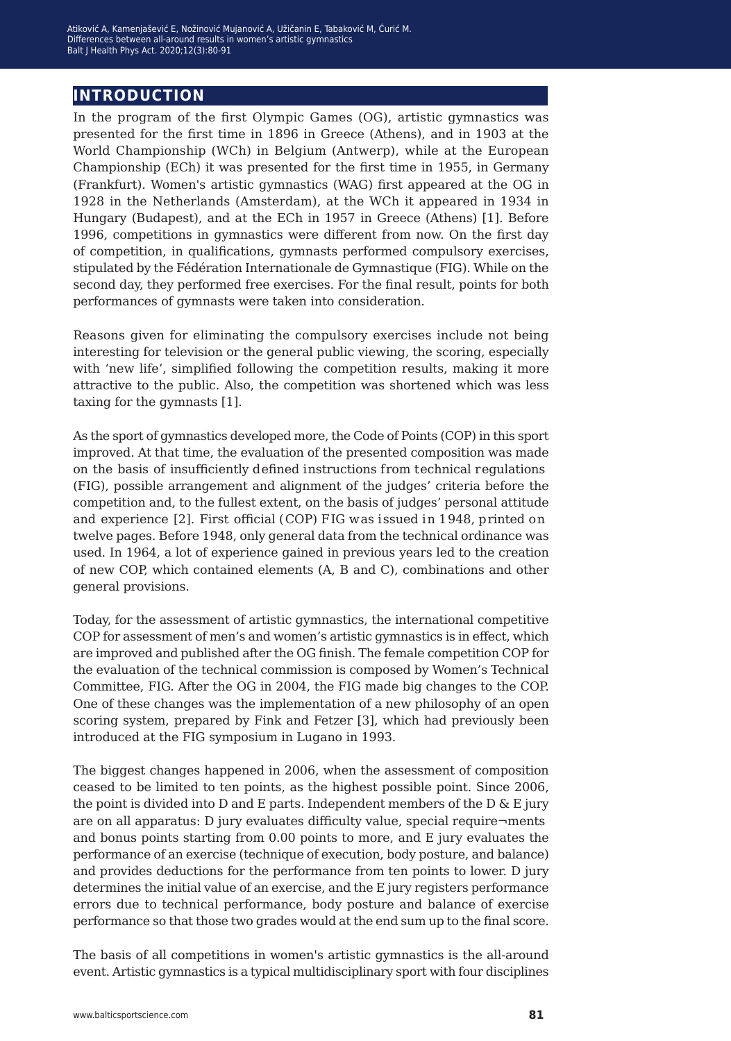## INTRODUCTION

In the program of the first Olympic Games (OG), artistic gymnastics was presented for the first time in 1896 in Greece (Athens), and in 1903 at the World Championship (WCh) in Belgium (Antwerp), while at the European Championship (ECh) it was presented for the first time in 1955, in Germany (Frankfurt). Women's artistic gymnastics (WAG) first appeared at the OG in 1928 in the Netherlands (Amsterdam), at the WCh it appeared in 1934 in Hungary (Budapest), and at the ECh in 1957 in Greece (Athens) [1]. Before 1996, competitions in gymnastics were different from now. On the first day of competition, in qualifications, gymnasts performed compulsory exercises, stipulated by the Fédération Internationale de Gymnastique (FIG). While on the second day, they performed free exercises. For the final result, points for both performances of gymnasts were taken into consideration.

Reasons given for eliminating the compulsory exercises include not being interesting for television or the general public viewing, the scoring, especially with 'new life', simplified following the competition results, making it more attractive to the public. Also, the competition was shortened which was less taxing for the gymnasts [1].

As the sport of gymnastics developed more, the Code of Points (COP) in this sport improved. At that time, the evaluation of the presented composition was made on the basis of insufficiently defined instructions from technical regulations (FIG), possible arrangement and alignment of the judges' criteria before the competition and, to the fullest extent, on the basis of judges' personal attitude and experience [2]. First official (COP) FIG was issued in 1948, printed on twelve pages. Before 1948, only general data from the technical ordinance was used. In 1964, a lot of experience gained in previous years led to the creation of new COP, which contained elements (A, B and C), combinations and other general provisions.

Today, for the assessment of artistic gymnastics, the international competitive COP for assessment of men's and women's artistic gymnastics is in effect, which are improved and published after the OG finish. The female competition COP for the evaluation of the technical commission is composed by Women's Technical Committee, FIG. After the OG in 2004, the FIG made big changes to the COP. One of these changes was the implementation of a new philosophy of an open scoring system, prepared by Fink and Fetzer [3], which had previously been introduced at the FIG symposium in Lugano in 1993.

The biggest changes happened in 2006, when the assessment of composition ceased to be limited to ten points, as the highest possible point. Since 2006, the point is divided into D and E parts. Independent members of the D & E jury are on all apparatus: D jury evaluates difficulty value, special require¬ments and bonus points starting from 0.00 points to more, and E jury evaluates the performance of an exercise (technique of execution, body posture, and balance) and provides deductions for the performance from ten points to lower. D jury determines the initial value of an exercise, and the E jury registers performance errors due to technical performance, body posture and balance of exercise performance so that those two grades would at the end sum up to the final score.

The basis of all competitions in women's artistic gymnastics is the all-around event. Artistic gymnastics is a typical multidisciplinary sport with four disciplines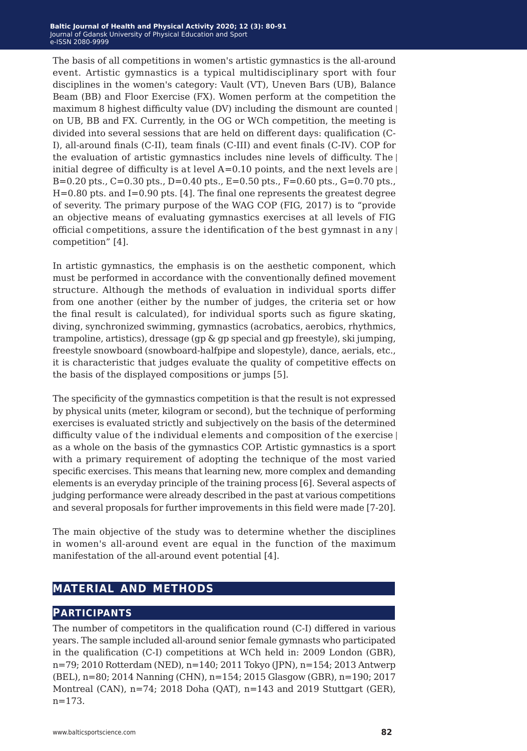The basis of all competitions in women's artistic gymnastics is the all-around event. Artistic gymnastics is a typical multidisciplinary sport with four disciplines in the women's category: Vault (VT), Uneven Bars (UB), Balance Beam (BB) and Floor Exercise (FX). Women perform at the competition the maximum 8 highest difficulty value (DV) including the dismount are counted on UB, BB and FX. Currently, in the OG or WCh competition, the meeting is divided into several sessions that are held on different days: qualification (C-I), all-around finals (C-II), team finals (C-III) and event finals (C-IV). COP for the evaluation of artistic gymnastics includes nine levels of difficulty. The initial degree of difficulty is at level A=0.10 points, and the next levels are B=0.20 pts., C=0.30 pts., D=0.40 pts., E=0.50 pts., F=0.60 pts., G=0.70 pts., H=0.80 pts. and I=0.90 pts. [4]. The final one represents the greatest degree of severity. The primary purpose of the WAG COP (FIG, 2017) is to "provide an objective means of evaluating gymnastics exercises at all levels of FIG official competitions, assure the identification of the best gymnast in any competition" [4].

In artistic gymnastics, the emphasis is on the aesthetic component, which must be performed in accordance with the conventionally defined movement structure. Although the methods of evaluation in individual sports differ from one another (either by the number of judges, the criteria set or how the final result is calculated), for individual sports such as figure skating, diving, synchronized swimming, gymnastics (acrobatics, aerobics, rhythmics, trampoline, artistics), dressage (gp & gp special and gp freestyle), ski jumping, freestyle snowboard (snowboard-halfpipe and slopestyle), dance, aerials, etc., it is characteristic that judges evaluate the quality of competitive effects on the basis of the displayed compositions or jumps [5].

The specificity of the gymnastics competition is that the result is not expressed by physical units (meter, kilogram or second), but the technique of performing exercises is evaluated strictly and subjectively on the basis of the determined difficulty value of the individual elements and composition of the exercise as a whole on the basis of the gymnastics COP. Artistic gymnastics is a sport with a primary requirement of adopting the technique of the most varied specific exercises. This means that learning new, more complex and demanding elements is an everyday principle of the training process [6]. Several aspects of judging performance were already described in the past at various competitions and several proposals for further improvements in this field were made [7-20].

The main objective of the study was to determine whether the disciplines in women's all-around event are equal in the function of the maximum manifestation of the all-around event potential [4].

## MATERIAL AND METHODS

### PARTICIPANTS

The number of competitors in the qualification round (C-I) differed in various years. The sample included all-around senior female gymnasts who participated in the qualification (C-I) competitions at WCh held in: 2009 London (GBR), n=79; 2010 Rotterdam (NED), n=140; 2011 Tokyo (JPN), n=154; 2013 Antwerp (BEL), n=80; 2014 Nanning (CHN), n=154; 2015 Glasgow (GBR), n=190; 2017 Montreal (CAN), n=74; 2018 Doha (QAT), n=143 and 2019 Stuttgart (GER), n=173.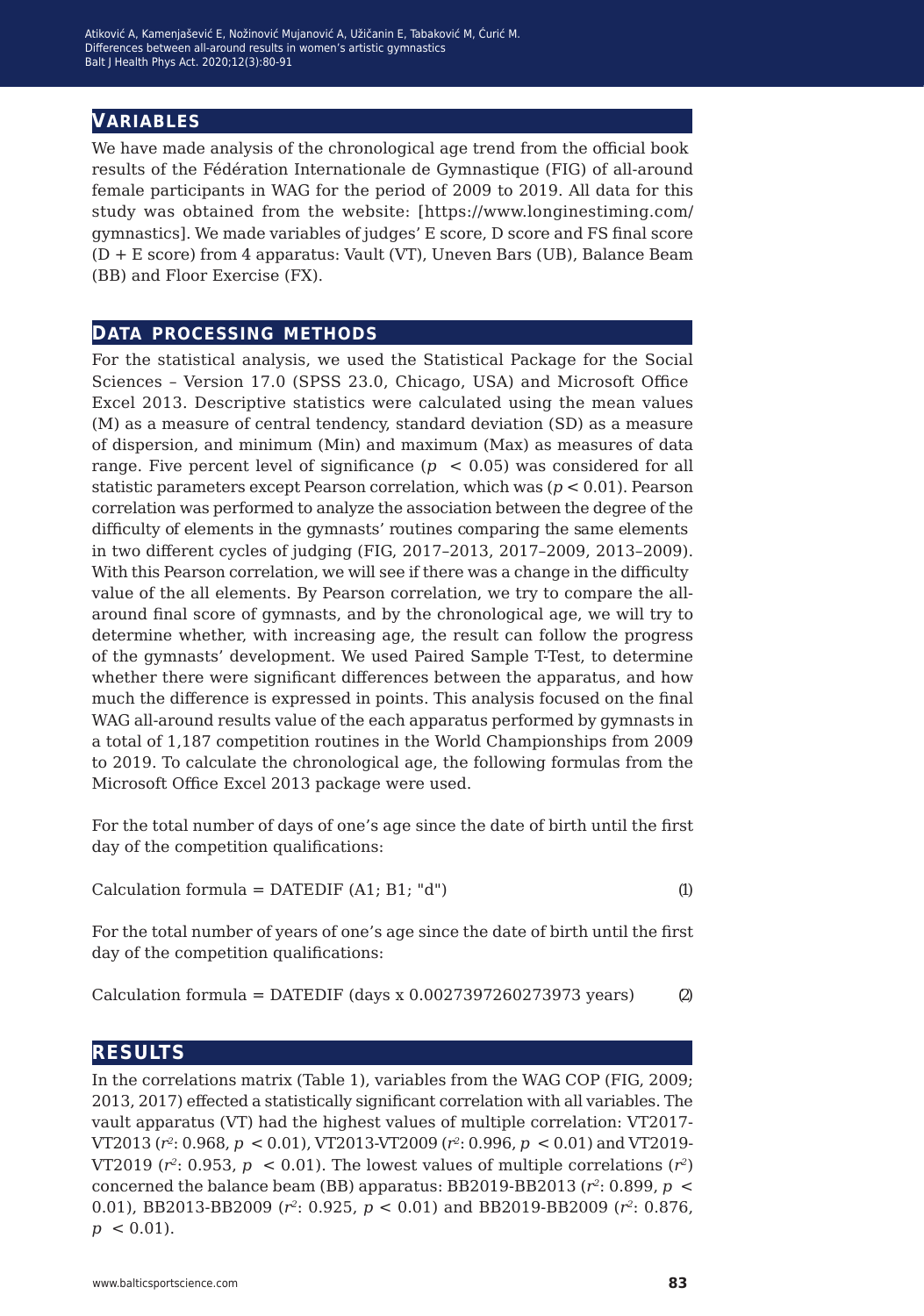## VARIABLES

We have made analysis of the chronological age trend from the official book results of the Fédération Internationale de Gymnastique (FIG) of all-around female participants in WAG for the period of 2009 to 2019. All data for this study was obtained from the website: [https://www.longinestiming.com/gymnastics]. We made variables of judges' E score, D score and FS final score (D + E score) from 4 apparatus: Vault (VT), Uneven Bars (UB), Balance Beam (BB) and Floor Exercise (FX).

## DATA PROCESSING METHODS

For the statistical analysis, we used the Statistical Package for the Social Sciences – Version 17.0 (SPSS 23.0, Chicago, USA) and Microsoft Office Excel 2013. Descriptive statistics were calculated using the mean values (M) as a measure of central tendency, standard deviation (SD) as a measure of dispersion, and minimum (Min) and maximum (Max) as measures of data range. Five percent level of significance ($p < 0.05$) was considered for all statistic parameters except Pearson correlation, which was ($p < 0.01$). Pearson correlation was performed to analyze the association between the degree of the difficulty of elements in the gymnasts' routines comparing the same elements in two different cycles of judging (FIG, 2017–2013, 2017–2009, 2013–2009). With this Pearson correlation, we will see if there was a change in the difficulty value of the all elements. By Pearson correlation, we try to compare the all-around final score of gymnasts, and by the chronological age, we will try to determine whether, with increasing age, the result can follow the progress of the gymnasts' development. We used Paired Sample T-Test, to determine whether there were significant differences between the apparatus, and how much the difference is expressed in points. This analysis focused on the final WAG all-around results value of the each apparatus performed by gymnasts in a total of 1,187 competition routines in the World Championships from 2009 to 2019. To calculate the chronological age, the following formulas from the Microsoft Office Excel 2013 package were used.

For the total number of days of one's age since the date of birth until the first day of the competition qualifications:

Calculation formula = DATEDIF (A1; B1; "d") (1)

For the total number of years of one's age since the date of birth until the first day of the competition qualifications:

Calculation formula = DATEDIF (days x 0.0027397260273973 years) (2)

## RESULTS

In the correlations matrix (Table 1), variables from the WAG COP (FIG, 2009; 2013, 2017) effected a statistically significant correlation with all variables. The vault apparatus (VT) had the highest values of multiple correlation: VT2017-VT2013 ($r^2$: 0.968, $p < 0.01$), VT2013-VT2009 ($r^2$: 0.996, $p < 0.01$) and VT2019-VT2019 ($r^2$: 0.953, $p < 0.01$). The lowest values of multiple correlations ($r^2$) concerned the balance beam (BB) apparatus: BB2019-BB2013 ($r^2$: 0.899, $p < 0.01$), BB2013-BB2009 ($r^2$: 0.925, $p < 0.01$) and BB2019-BB2009 ($r^2$: 0.876, $p < 0.01$).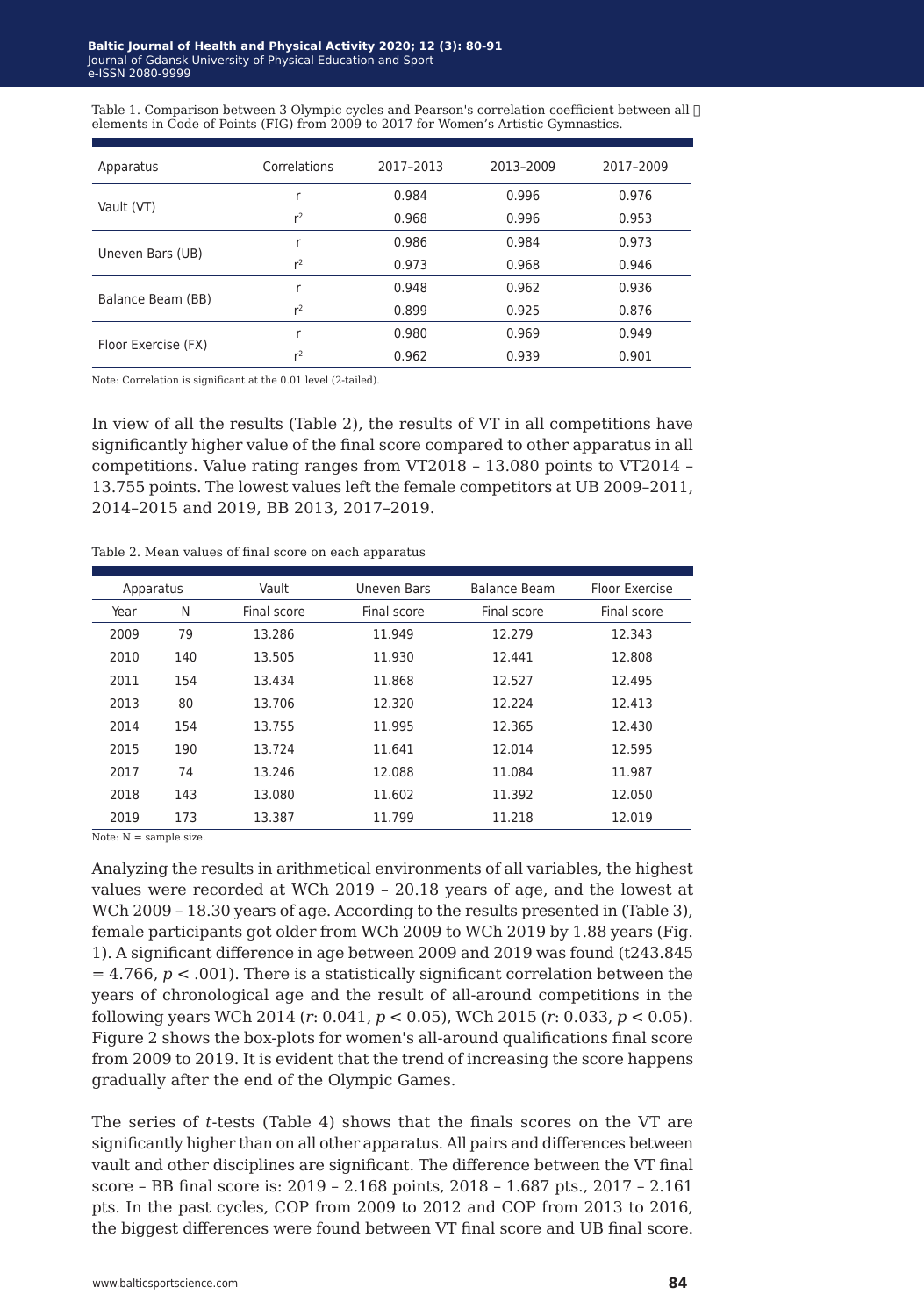Table 1. Comparison between 3 Olympic cycles and Pearson's correlation coefficient between all  elements in Code of Points (FIG) from 2009 to 2017 for Women's Artistic Gymnastics.

| Apparatus | Correlations | 2017–2013 | 2013–2009 | 2017–2009 |
|---|---|---|---|---|
| Vault (VT) | r | 0.984 | 0.996 | 0.976 |
| | $r^2$ | 0.968 | 0.996 | 0.953 |
| Uneven Bars (UB) | r | 0.986 | 0.984 | 0.973 |
| | $r^2$ | 0.973 | 0.968 | 0.946 |
| Balance Beam (BB) | r | 0.948 | 0.962 | 0.936 |
| | $r^2$ | 0.899 | 0.925 | 0.876 |
| Floor Exercise (FX) | r | 0.980 | 0.969 | 0.949 |
| | $r^2$ | 0.962 | 0.939 | 0.901 |

Note: Correlation is significant at the 0.01 level (2-tailed).

In view of all the results (Table 2), the results of VT in all competitions have significantly higher value of the final score compared to other apparatus in all competitions. Value rating ranges from VT2018 – 13.080 points to VT2014 – 13.755 points. The lowest values left the female competitors at UB 2009–2011, 2014–2015 and 2019, BB 2013, 2017–2019.

Table 2. Mean values of final score on each apparatus

| Apparatus | | Vault | Uneven Bars | Balance Beam | Floor Exercise |
|---|---|---|---|---|---|
| Year | N | Final score | Final score | Final score | Final score |
| 2009 | 79 | 13.286 | 11.949 | 12.279 | 12.343 |
| 2010 | 140 | 13.505 | 11.930 | 12.441 | 12.808 |
| 2011 | 154 | 13.434 | 11.868 | 12.527 | 12.495 |
| 2013 | 80 | 13.706 | 12.320 | 12.224 | 12.413 |
| 2014 | 154 | 13.755 | 11.995 | 12.365 | 12.430 |
| 2015 | 190 | 13.724 | 11.641 | 12.014 | 12.595 |
| 2017 | 74 | 13.246 | 12.088 | 11.084 | 11.987 |
| 2018 | 143 | 13.080 | 11.602 | 11.392 | 12.050 |
| 2019 | 173 | 13.387 | 11.799 | 11.218 | 12.019 |

Note: N = sample size.

Analyzing the results in arithmetical environments of all variables, the highest values were recorded at WCh 2019 – 20.18 years of age, and the lowest at WCh 2009 – 18.30 years of age. According to the results presented in (Table 3), female participants got older from WCh 2009 to WCh 2019 by 1.88 years (Fig. 1). A significant difference in age between 2009 and 2019 was found ($t_{243.845} = 4.766$, $p < .001$). There is a statistically significant correlation between the years of chronological age and the result of all-around competitions in the following years WCh 2014 ($r$: 0.041, $p < 0.05$), WCh 2015 ($r$: 0.033, $p < 0.05$). Figure 2 shows the box-plots for women's all-around qualifications final score from 2009 to 2019. It is evident that the trend of increasing the score happens gradually after the end of the Olympic Games.

The series of *t*-tests (Table 4) shows that the finals scores on the VT are significantly higher than on all other apparatus. All pairs and differences between vault and other disciplines are significant. The difference between the VT final score – BB final score is: 2019 – 2.168 points, 2018 – 1.687 pts., 2017 – 2.161 pts. In the past cycles, COP from 2009 to 2012 and COP from 2013 to 2016, the biggest differences were found between VT final score and UB final score.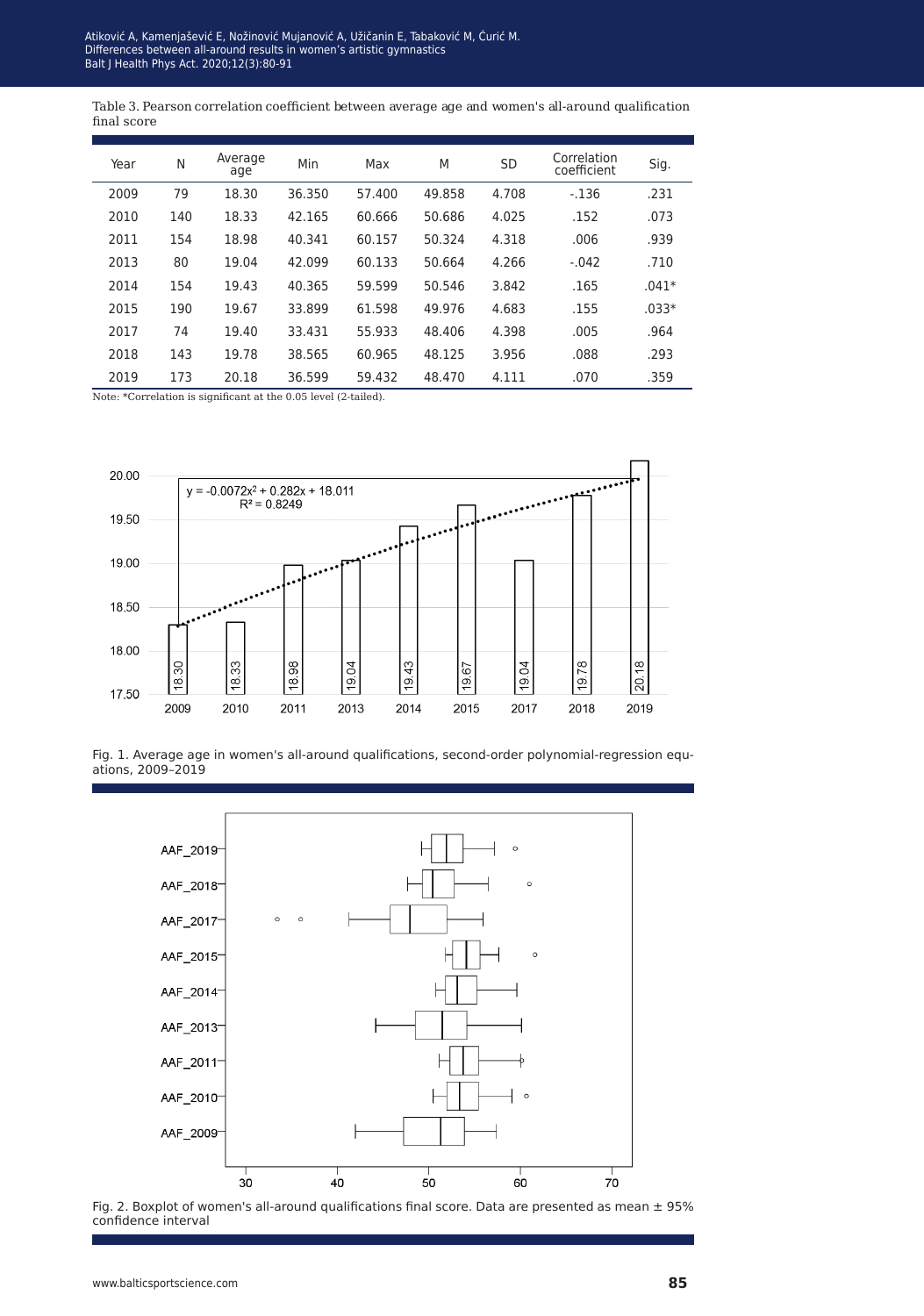Table 3. Pearson correlation coefficient between average age and women's all-around qualification final score

| Year | N | Average age | Min | Max | M | SD | Correlation coefficient | Sig. |
|---|---|---|---|---|---|---|---|---|
| 2009 | 79 | 18.30 | 36.350 | 57.400 | 49.858 | 4.708 | -.136 | .231 |
| 2010 | 140 | 18.33 | 42.165 | 60.666 | 50.686 | 4.025 | .152 | .073 |
| 2011 | 154 | 18.98 | 40.341 | 60.157 | 50.324 | 4.318 | .006 | .939 |
| 2013 | 80 | 19.04 | 42.099 | 60.133 | 50.664 | 4.266 | -.042 | .710 |
| 2014 | 154 | 19.43 | 40.365 | 59.599 | 50.546 | 3.842 | .165 | .041* |
| 2015 | 190 | 19.67 | 33.899 | 61.598 | 49.976 | 4.683 | .155 | .033* |
| 2017 | 74 | 19.40 | 33.431 | 55.933 | 48.406 | 4.398 | .005 | .964 |
| 2018 | 143 | 19.78 | 38.565 | 60.965 | 48.125 | 3.956 | .088 | .293 |
| 2019 | 173 | 20.18 | 36.599 | 59.432 | 48.470 | 4.111 | .070 | .359 |

Note: *Correlation is significant at the 0.05 level (2-tailed).

Fig. 1. Average age in women's all-around qualifications, second-order polynomial-regression equations, 2009–2019

Fig. 2. Boxplot of women's all-around qualifications final score. Data are presented as mean ± 95% confidence interval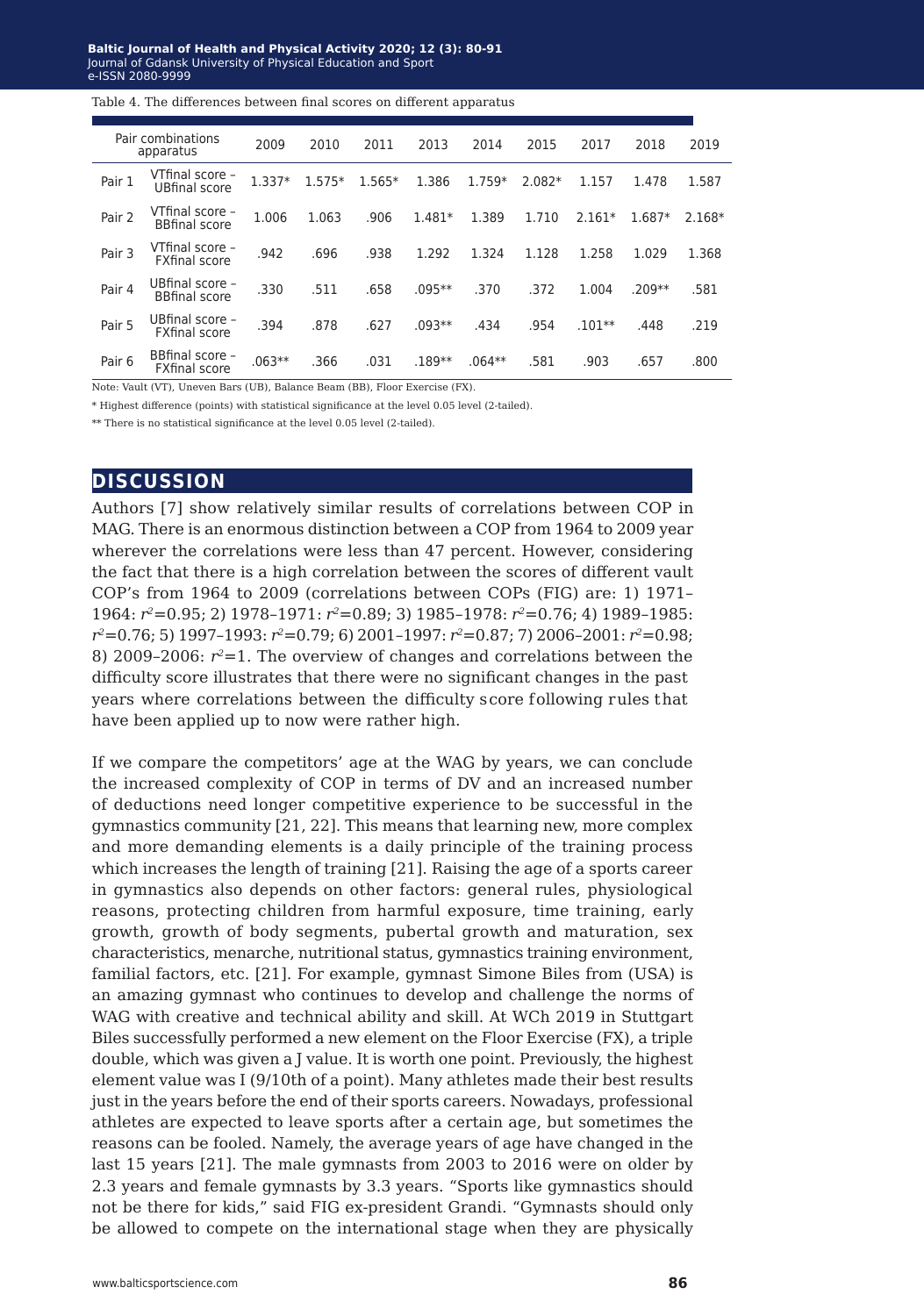Table 4. The differences between final scores on different apparatus

| Pair combinations apparatus | | 2009 | 2010 | 2011 | 2013 | 2014 | 2015 | 2017 | 2018 | 2019 |
|---|---|---|---|---|---|---|---|---|---|---|
| Pair 1 | VTfinal score – UBfinal score | 1.337* | 1.575* | 1.565* | 1.386 | 1.759* | 2.082* | 1.157 | 1.478 | 1.587 |
| Pair 2 | VTfinal score – BBfinal score | 1.006 | 1.063 | .906 | 1.481* | 1.389 | 1.710 | 2.161* | 1.687* | 2.168* |
| Pair 3 | VTfinal score – FXfinal score | .942 | .696 | .938 | 1.292 | 1.324 | 1.128 | 1.258 | 1.029 | 1.368 |
| Pair 4 | UBfinal score – BBfinal score | .330 | .511 | .658 | .095** | .370 | .372 | 1.004 | .209** | .581 |
| Pair 5 | UBfinal score – FXfinal score | .394 | .878 | .627 | .093** | .434 | .954 | .101** | .448 | .219 |
| Pair 6 | BBfinal score – FXfinal score | .063** | .366 | .031 | .189** | .064** | .581 | .903 | .657 | .800 |

Note: Vault (VT), Uneven Bars (UB), Balance Beam (BB), Floor Exercise (FX).

* Highest difference (points) with statistical significance at the level 0.05 level (2-tailed).

** There is no statistical significance at the level 0.05 level (2-tailed).

## DISCUSSION

Authors [7] show relatively similar results of correlations between COP in MAG. There is an enormous distinction between a COP from 1964 to 2009 year wherever the correlations were less than 47 percent. However, considering the fact that there is a high correlation between the scores of different vault COP's from 1964 to 2009 (correlations between COPs (FIG) are: 1) 1971–1964: $r^2$=0.95; 2) 1978–1971: $r^2$=0.89; 3) 1985–1978: $r^2$=0.76; 4) 1989–1985: $r^2$=0.76; 5) 1997–1993: $r^2$=0.79; 6) 2001–1997: $r^2$=0.87; 7) 2006–2001: $r^2$=0.98; 8) 2009–2006: $r^2$=1. The overview of changes and correlations between the difficulty score illustrates that there were no significant changes in the past years where correlations between the difficulty score following rules that have been applied up to now were rather high.

If we compare the competitors' age at the WAG by years, we can conclude the increased complexity of COP in terms of DV and an increased number of deductions need longer competitive experience to be successful in the gymnastics community [21, 22]. This means that learning new, more complex and more demanding elements is a daily principle of the training process which increases the length of training [21]. Raising the age of a sports career in gymnastics also depends on other factors: general rules, physiological reasons, protecting children from harmful exposure, time training, early growth, growth of body segments, pubertal growth and maturation, sex characteristics, menarche, nutritional status, gymnastics training environment, familial factors, etc. [21]. For example, gymnast Simone Biles from (USA) is an amazing gymnast who continues to develop and challenge the norms of WAG with creative and technical ability and skill. At WCh 2019 in Stuttgart Biles successfully performed a new element on the Floor Exercise (FX), a triple double, which was given a J value. It is worth one point. Previously, the highest element value was I (9/10th of a point). Many athletes made their best results just in the years before the end of their sports careers. Nowadays, professional athletes are expected to leave sports after a certain age, but sometimes the reasons can be fooled. Namely, the average years of age have changed in the last 15 years [21]. The male gymnasts from 2003 to 2016 were on older by 2.3 years and female gymnasts by 3.3 years. "Sports like gymnastics should not be there for kids," said FIG ex-president Grandi. "Gymnasts should only be allowed to compete on the international stage when they are physically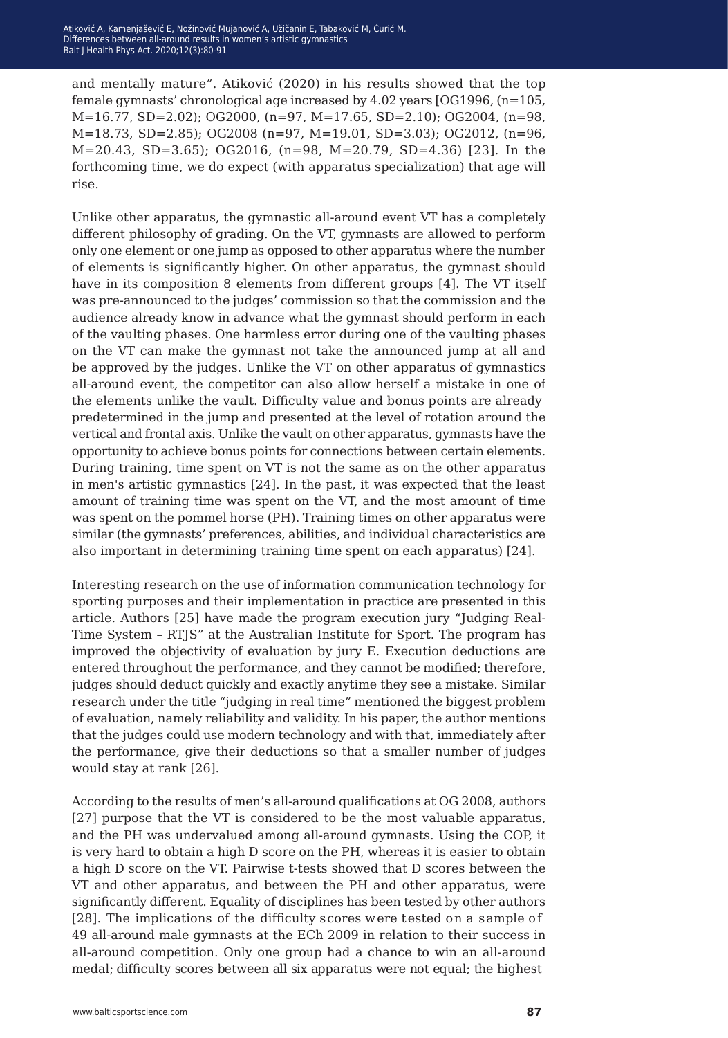and mentally mature". Atiković (2020) in his results showed that the top female gymnasts' chronological age increased by 4.02 years [OG1996, (n=105, M=16.77, SD=2.02); OG2000, (n=97, M=17.65, SD=2.10); OG2004, (n=98, M=18.73, SD=2.85); OG2008 (n=97, M=19.01, SD=3.03); OG2012, (n=96, M=20.43, SD=3.65); OG2016, (n=98, M=20.79, SD=4.36) [23]. In the forthcoming time, we do expect (with apparatus specialization) that age will rise.

Unlike other apparatus, the gymnastic all-around event VT has a completely different philosophy of grading. On the VT, gymnasts are allowed to perform only one element or one jump as opposed to other apparatus where the number of elements is significantly higher. On other apparatus, the gymnast should have in its composition 8 elements from different groups [4]. The VT itself was pre-announced to the judges' commission so that the commission and the audience already know in advance what the gymnast should perform in each of the vaulting phases. One harmless error during one of the vaulting phases on the VT can make the gymnast not take the announced jump at all and be approved by the judges. Unlike the VT on other apparatus of gymnastics all-around event, the competitor can also allow herself a mistake in one of the elements unlike the vault. Difficulty value and bonus points are already predetermined in the jump and presented at the level of rotation around the vertical and frontal axis. Unlike the vault on other apparatus, gymnasts have the opportunity to achieve bonus points for connections between certain elements. During training, time spent on VT is not the same as on the other apparatus in men's artistic gymnastics [24]. In the past, it was expected that the least amount of training time was spent on the VT, and the most amount of time was spent on the pommel horse (PH). Training times on other apparatus were similar (the gymnasts' preferences, abilities, and individual characteristics are also important in determining training time spent on each apparatus) [24].

Interesting research on the use of information communication technology for sporting purposes and their implementation in practice are presented in this article. Authors [25] have made the program execution jury "Judging Real-Time System – RTJS" at the Australian Institute for Sport. The program has improved the objectivity of evaluation by jury E. Execution deductions are entered throughout the performance, and they cannot be modified; therefore, judges should deduct quickly and exactly anytime they see a mistake. Similar research under the title "judging in real time" mentioned the biggest problem of evaluation, namely reliability and validity. In his paper, the author mentions that the judges could use modern technology and with that, immediately after the performance, give their deductions so that a smaller number of judges would stay at rank [26].

According to the results of men's all-around qualifications at OG 2008, authors [27] purpose that the VT is considered to be the most valuable apparatus, and the PH was undervalued among all-around gymnasts. Using the COP, it is very hard to obtain a high D score on the PH, whereas it is easier to obtain a high D score on the VT. Pairwise t-tests showed that D scores between the VT and other apparatus, and between the PH and other apparatus, were significantly different. Equality of disciplines has been tested by other authors [28]. The implications of the difficulty scores were tested on a sample of 49 all-around male gymnasts at the ECh 2009 in relation to their success in all-around competition. Only one group had a chance to win an all-around medal; difficulty scores between all six apparatus were not equal; the highest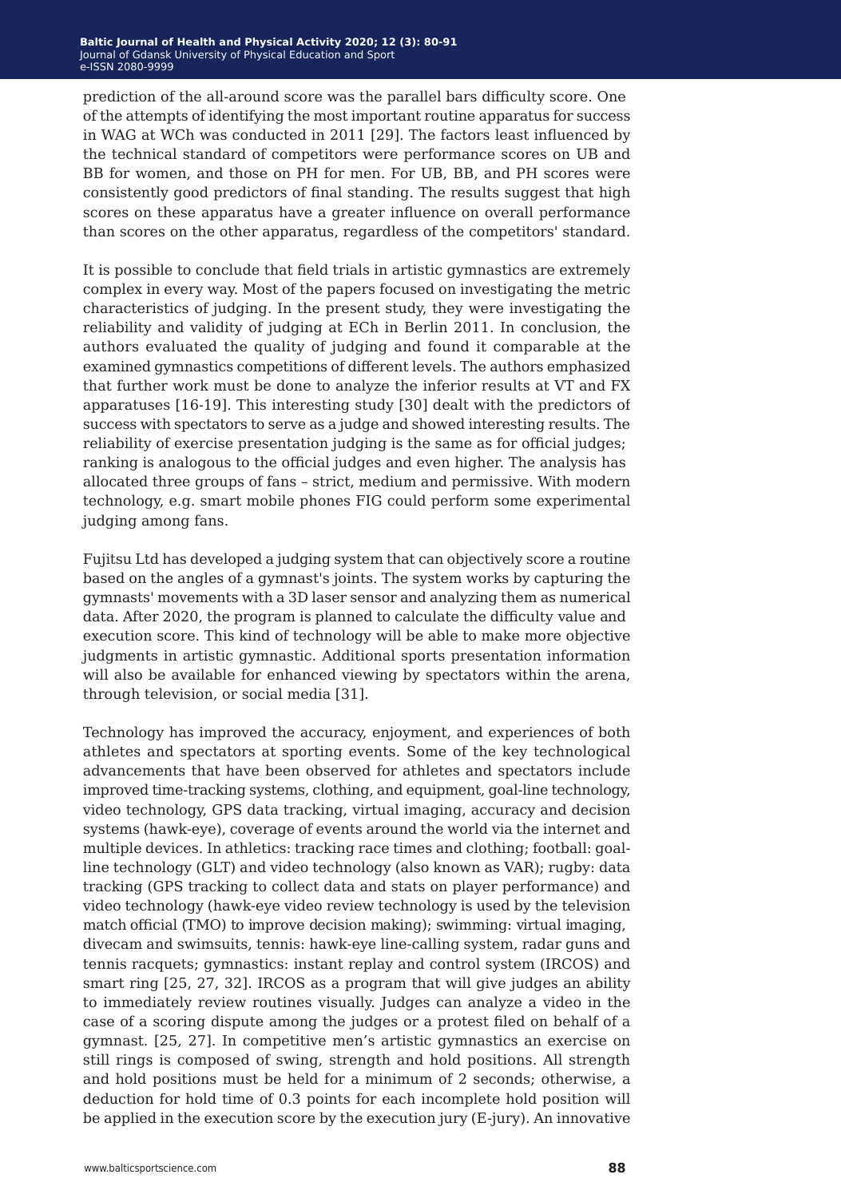prediction of the all-around score was the parallel bars difficulty score. One of the attempts of identifying the most important routine apparatus for success in WAG at WCh was conducted in 2011 [29]. The factors least influenced by the technical standard of competitors were performance scores on UB and BB for women, and those on PH for men. For UB, BB, and PH scores were consistently good predictors of final standing. The results suggest that high scores on these apparatus have a greater influence on overall performance than scores on the other apparatus, regardless of the competitors' standard.

It is possible to conclude that field trials in artistic gymnastics are extremely complex in every way. Most of the papers focused on investigating the metric characteristics of judging. In the present study, they were investigating the reliability and validity of judging at ECh in Berlin 2011. In conclusion, the authors evaluated the quality of judging and found it comparable at the examined gymnastics competitions of different levels. The authors emphasized that further work must be done to analyze the inferior results at VT and FX apparatuses [16-19]. This interesting study [30] dealt with the predictors of success with spectators to serve as a judge and showed interesting results. The reliability of exercise presentation judging is the same as for official judges; ranking is analogous to the official judges and even higher. The analysis has allocated three groups of fans – strict, medium and permissive. With modern technology, e.g. smart mobile phones FIG could perform some experimental judging among fans.

Fujitsu Ltd has developed a judging system that can objectively score a routine based on the angles of a gymnast's joints. The system works by capturing the gymnasts' movements with a 3D laser sensor and analyzing them as numerical data. After 2020, the program is planned to calculate the difficulty value and execution score. This kind of technology will be able to make more objective judgments in artistic gymnastic. Additional sports presentation information will also be available for enhanced viewing by spectators within the arena, through television, or social media [31].

Technology has improved the accuracy, enjoyment, and experiences of both athletes and spectators at sporting events. Some of the key technological advancements that have been observed for athletes and spectators include improved time-tracking systems, clothing, and equipment, goal-line technology, video technology, GPS data tracking, virtual imaging, accuracy and decision systems (hawk-eye), coverage of events around the world via the internet and multiple devices. In athletics: tracking race times and clothing; football: goal-line technology (GLT) and video technology (also known as VAR); rugby: data tracking (GPS tracking to collect data and stats on player performance) and video technology (hawk-eye video review technology is used by the television match official (TMO) to improve decision making); swimming: virtual imaging, divecam and swimsuits, tennis: hawk-eye line-calling system, radar guns and tennis racquets; gymnastics: instant replay and control system (IRCOS) and smart ring [25, 27, 32]. IRCOS as a program that will give judges an ability to immediately review routines visually. Judges can analyze a video in the case of a scoring dispute among the judges or a protest filed on behalf of a gymnast. [25, 27]. In competitive men's artistic gymnastics an exercise on still rings is composed of swing, strength and hold positions. All strength and hold positions must be held for a minimum of 2 seconds; otherwise, a deduction for hold time of 0.3 points for each incomplete hold position will be applied in the execution score by the execution jury (E-jury). An innovative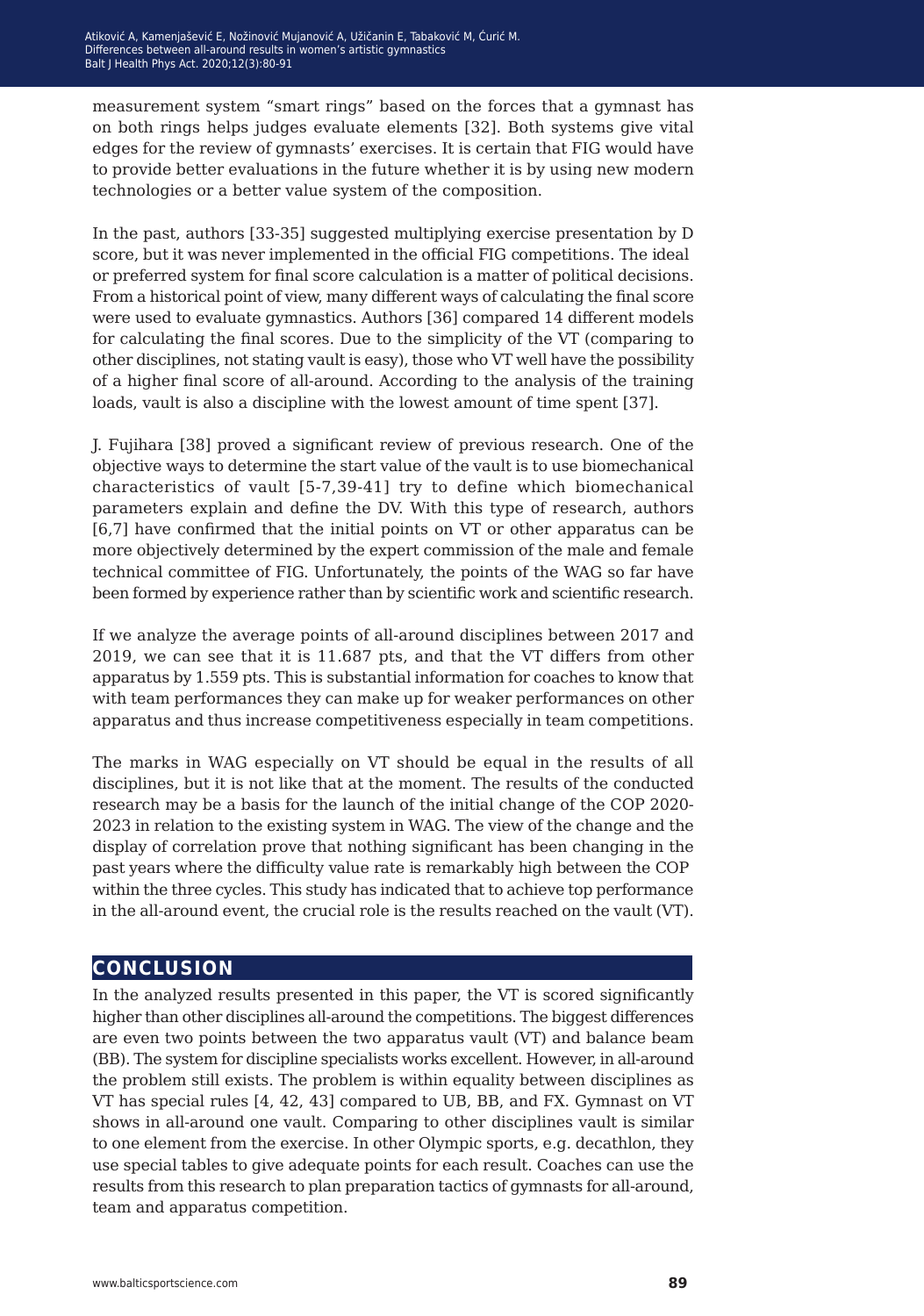measurement system "smart rings" based on the forces that a gymnast has on both rings helps judges evaluate elements [32]. Both systems give vital edges for the review of gymnasts' exercises. It is certain that FIG would have to provide better evaluations in the future whether it is by using new modern technologies or a better value system of the composition.

In the past, authors [33-35] suggested multiplying exercise presentation by D score, but it was never implemented in the official FIG competitions. The ideal or preferred system for final score calculation is a matter of political decisions. From a historical point of view, many different ways of calculating the final score were used to evaluate gymnastics. Authors [36] compared 14 different models for calculating the final scores. Due to the simplicity of the VT (comparing to other disciplines, not stating vault is easy), those who VT well have the possibility of a higher final score of all-around. According to the analysis of the training loads, vault is also a discipline with the lowest amount of time spent [37].

J. Fujihara [38] proved a significant review of previous research. One of the objective ways to determine the start value of the vault is to use biomechanical characteristics of vault [5-7,39-41] try to define which biomechanical parameters explain and define the DV. With this type of research, authors [6,7] have confirmed that the initial points on VT or other apparatus can be more objectively determined by the expert commission of the male and female technical committee of FIG. Unfortunately, the points of the WAG so far have been formed by experience rather than by scientific work and scientific research.

If we analyze the average points of all-around disciplines between 2017 and 2019, we can see that it is 11.687 pts, and that the VT differs from other apparatus by 1.559 pts. This is substantial information for coaches to know that with team performances they can make up for weaker performances on other apparatus and thus increase competitiveness especially in team competitions.

The marks in WAG especially on VT should be equal in the results of all disciplines, but it is not like that at the moment. The results of the conducted research may be a basis for the launch of the initial change of the COP 2020-2023 in relation to the existing system in WAG. The view of the change and the display of correlation prove that nothing significant has been changing in the past years where the difficulty value rate is remarkably high between the COP within the three cycles. This study has indicated that to achieve top performance in the all-around event, the crucial role is the results reached on the vault (VT).

## CONCLUSION

In the analyzed results presented in this paper, the VT is scored significantly higher than other disciplines all-around the competitions. The biggest differences are even two points between the two apparatus vault (VT) and balance beam (BB). The system for discipline specialists works excellent. However, in all-around the problem still exists. The problem is within equality between disciplines as VT has special rules [4, 42, 43] compared to UB, BB, and FX. Gymnast on VT shows in all-around one vault. Comparing to other disciplines vault is similar to one element from the exercise. In other Olympic sports, e.g. decathlon, they use special tables to give adequate points for each result. Coaches can use the results from this research to plan preparation tactics of gymnasts for all-around, team and apparatus competition.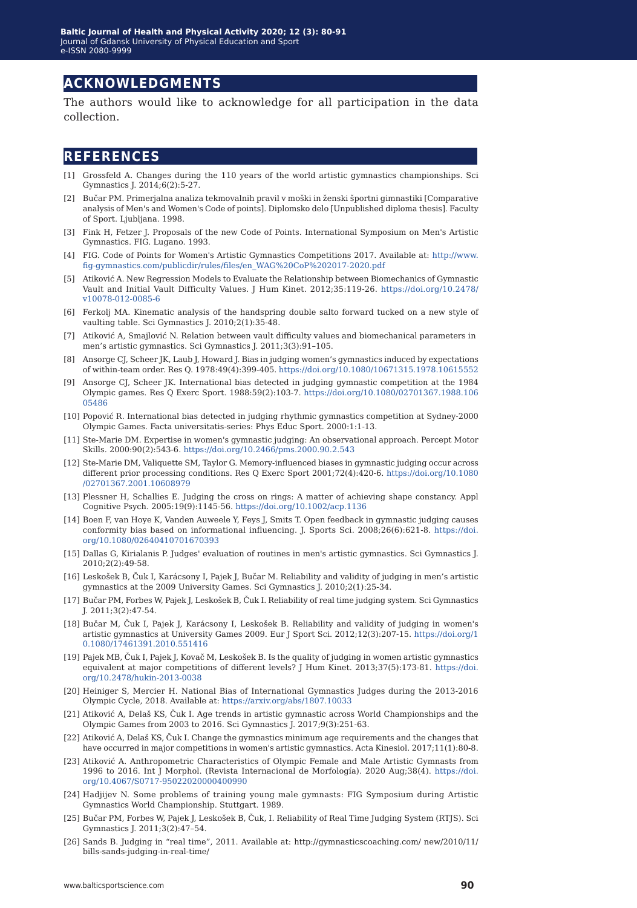## ACKNOWLEDGMENTS

The authors would like to acknowledge for all participation in the data collection.

## REFERENCES

[1] Grossfeld A. Changes during the 110 years of the world artistic gymnastics championships. Sci Gymnastics J. 2014;6(2):5-27.

[2] Bučar PM. Primerjalna analiza tekmovalnih pravil v moški in ženski športni gimnastiki [Comparative analysis of Men's and Women's Code of points]. Diplomsko delo [Unpublished diploma thesis]. Faculty of Sport. Ljubljana. 1998.

[3] Fink H, Fetzer J. Proposals of the new Code of Points. International Symposium on Men's Artistic Gymnastics. FIG. Lugano. 1993.

[4] FIG. Code of Points for Women's Artistic Gymnastics Competitions 2017. Available at: http://www.fig-gymnastics.com/publicdir/rules/files/en_WAG%20CoP%202017-2020.pdf

[5] Atiković A. New Regression Models to Evaluate the Relationship between Biomechanics of Gymnastic Vault and Initial Vault Difficulty Values. J Hum Kinet. 2012;35:119-26. https://doi.org/10.2478/v10078-012-0085-6

[6] Ferkolj MA. Kinematic analysis of the handspring double salto forward tucked on a new style of vaulting table. Sci Gymnastics J. 2010;2(1):35-48.

[7] Atiković A, Smajlović N. Relation between vault difficulty values and biomechanical parameters in men's artistic gymnastics. Sci Gymnastics J. 2011;3(3):91–105.

[8] Ansorge CJ, Scheer JK, Laub J, Howard J. Bias in judging women's gymnastics induced by expectations of within-team order. Res Q. 1978:49(4):399-405. https://doi.org/10.1080/10671315.1978.10615552

[9] Ansorge CJ, Scheer JK. International bias detected in judging gymnastic competition at the 1984 Olympic games. Res Q Exerc Sport. 1988:59(2):103-7. https://doi.org/10.1080/02701367.1988.10605486

[10] Popović R. International bias detected in judging rhythmic gymnastics competition at Sydney-2000 Olympic Games. Facta universitatis-series: Phys Educ Sport. 2000:1:1-13.

[11] Ste-Marie DM. Expertise in women's gymnastic judging: An observational approach. Percept Motor Skills. 2000:90(2):543-6. https://doi.org/10.2466/pms.2000.90.2.543

[12] Ste-Marie DM, Valiquette SM, Taylor G. Memory-influenced biases in gymnastic judging occur across different prior processing conditions. Res Q Exerc Sport 2001;72(4):420-6. https://doi.org/10.1080/02701367.2001.10608979

[13] Plessner H, Schallies E. Judging the cross on rings: A matter of achieving shape constancy. Appl Cognitive Psych. 2005:19(9):1145-56. https://doi.org/10.1002/acp.1136

[14] Boen F, van Hoye K, Vanden Auweele Y, Feys J, Smits T. Open feedback in gymnastic judging causes conformity bias based on informational influencing. J. Sports Sci. 2008;26(6):621-8. https://doi.org/10.1080/02640410701670393

[15] Dallas G, Kirialanis P. Judges' evaluation of routines in men's artistic gymnastics. Sci Gymnastics J. 2010;2(2):49-58.

[16] Leskošek B, Čuk I, Karácsony I, Pajek J, Bučar M. Reliability and validity of judging in men's artistic gymnastics at the 2009 University Games. Sci Gymnastics J. 2010;2(1):25-34.

[17] Bučar PM, Forbes W, Pajek J, Leskošek B, Čuk I. Reliability of real time judging system. Sci Gymnastics J. 2011;3(2):47-54.

[18] Bučar M, Čuk I, Pajek J, Karácsony I, Leskošek B. Reliability and validity of judging in women's artistic gymnastics at University Games 2009. Eur J Sport Sci. 2012;12(3):207-15. https://doi.org/10.1080/17461391.2010.551416

[19] Pajek MB, Čuk I, Pajek J, Kovač M, Leskošek B. Is the quality of judging in women artistic gymnastics equivalent at major competitions of different levels? J Hum Kinet. 2013;37(5):173-81. https://doi.org/10.2478/hukin-2013-0038

[20] Heiniger S, Mercier H. National Bias of International Gymnastics Judges during the 2013-2016 Olympic Cycle, 2018. Available at: https://arxiv.org/abs/1807.10033

[21] Atiković A, Delaš KS, Čuk I. Age trends in artistic gymnastic across World Championships and the Olympic Games from 2003 to 2016. Sci Gymnastics J. 2017;9(3):251-63.

[22] Atiković A, Delaš KS, Čuk I. Change the gymnastics minimum age requirements and the changes that have occurred in major competitions in women's artistic gymnastics. Acta Kinesiol. 2017;11(1):80-8.

[23] Atiković A. Anthropometric Characteristics of Olympic Female and Male Artistic Gymnasts from 1996 to 2016. Int J Morphol. (Revista Internacional de Morfología). 2020 Aug;38(4). https://doi.org/10.4067/S0717-95022020000400990

[24] Hadjijev N. Some problems of training young male gymnasts: FIG Symposium during Artistic Gymnastics World Championship. Stuttgart. 1989.

[25] Bučar PM, Forbes W, Pajek J, Leskošek B, Čuk, I. Reliability of Real Time Judging System (RTJS). Sci Gymnastics J. 2011;3(2):47–54.

[26] Sands B. Judging in "real time", 2011. Available at: http://gymnasticscoaching.com/ new/2010/11/bills-sands-judging-in-real-time/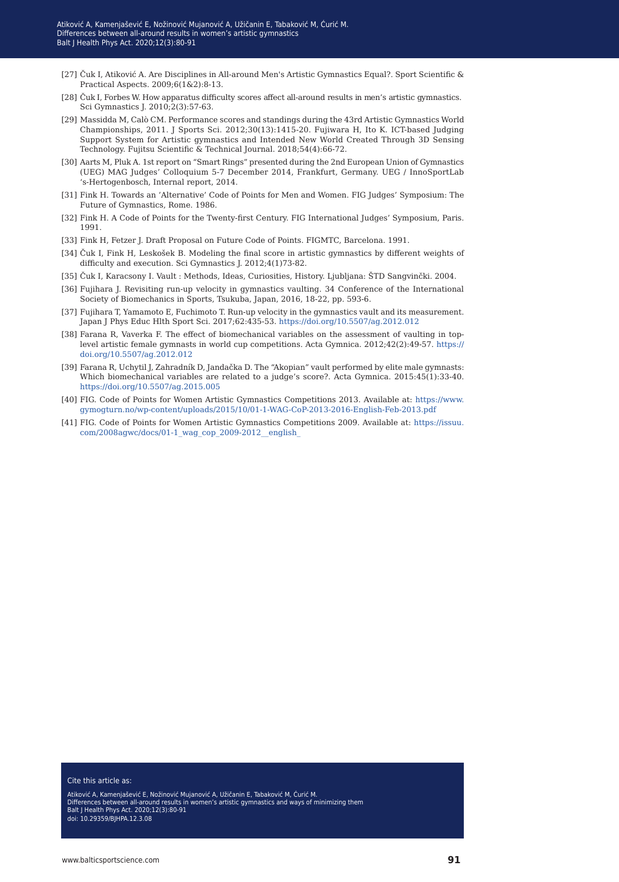[27] Čuk I, Atiković A. Are Disciplines in All-around Men's Artistic Gymnastics Equal?. Sport Scientific & Practical Aspects. 2009;6(1&2):8-13.

[28] Čuk I, Forbes W. How apparatus difficulty scores affect all-around results in men's artistic gymnastics. Sci Gymnastics J. 2010;2(3):57-63.

[29] Massidda M, Calò CM. Performance scores and standings during the 43rd Artistic Gymnastics World Championships, 2011. J Sports Sci. 2012;30(13):1415-20. Fujiwara H, Ito K. ICT-based Judging Support System for Artistic gymnastics and Intended New World Created Through 3D Sensing Technology. Fujitsu Scientific & Technical Journal. 2018;54(4):66-72.

[30] Aarts M, Pluk A. 1st report on "Smart Rings" presented during the 2nd European Union of Gymnastics (UEG) MAG Judges' Colloquium 5-7 December 2014, Frankfurt, Germany. UEG / InnoSportLab 's-Hertogenbosch, Internal report, 2014.

[31] Fink H. Towards an 'Alternative' Code of Points for Men and Women. FIG Judges' Symposium: The Future of Gymnastics, Rome. 1986.

[32] Fink H. A Code of Points for the Twenty-first Century. FIG International Judges' Symposium, Paris. 1991.

[33] Fink H, Fetzer J. Draft Proposal on Future Code of Points. FIGMTC, Barcelona. 1991.

[34] Čuk I, Fink H, Leskošek B. Modeling the final score in artistic gymnastics by different weights of difficulty and execution. Sci Gymnastics J. 2012;4(1)73-82.

[35] Čuk I, Karacsony I. Vault : Methods, Ideas, Curiosities, History. Ljubljana: ŠTD Sangvinčki. 2004.

[36] Fujihara J. Revisiting run-up velocity in gymnastics vaulting. 34 Conference of the International Society of Biomechanics in Sports, Tsukuba, Japan, 2016, 18-22, pp. 593-6.

[37] Fujihara T, Yamamoto E, Fuchimoto T. Run-up velocity in the gymnastics vault and its measurement. Japan J Phys Educ Hlth Sport Sci. 2017;62:435-53. https://doi.org/10.5507/ag.2012.012

[38] Farana R, Vaverka F. The effect of biomechanical variables on the assessment of vaulting in top-level artistic female gymnasts in world cup competitions. Acta Gymnica. 2012;42(2):49-57. https://doi.org/10.5507/ag.2012.012

[39] Farana R, Uchytil J, Zahradník D, Jandačka D. The "Akopian" vault performed by elite male gymnasts: Which biomechanical variables are related to a judge's score?. Acta Gymnica. 2015:45(1):33-40. https://doi.org/10.5507/ag.2015.005

[40] FIG. Code of Points for Women Artistic Gymnastics Competitions 2013. Available at: https://www.gymogturn.no/wp-content/uploads/2015/10/01-1-WAG-CoP-2013-2016-English-Feb-2013.pdf

[41] FIG. Code of Points for Women Artistic Gymnastics Competitions 2009. Available at: https://issuu.com/2008agwc/docs/01-1_wag_cop_2009-2012__english_

Cite this article as:

Atiković A, Kamenjašević E, Nožinović Mujanović A, Užičanin E, Tabaković M, Ćurić M.
Differences between all-around results in women's artistic gymnastics and ways of minimizing them
Balt J Health Phys Act. 2020;12(3):80-91
doi: 10.29359/BJHPA.12.3.08